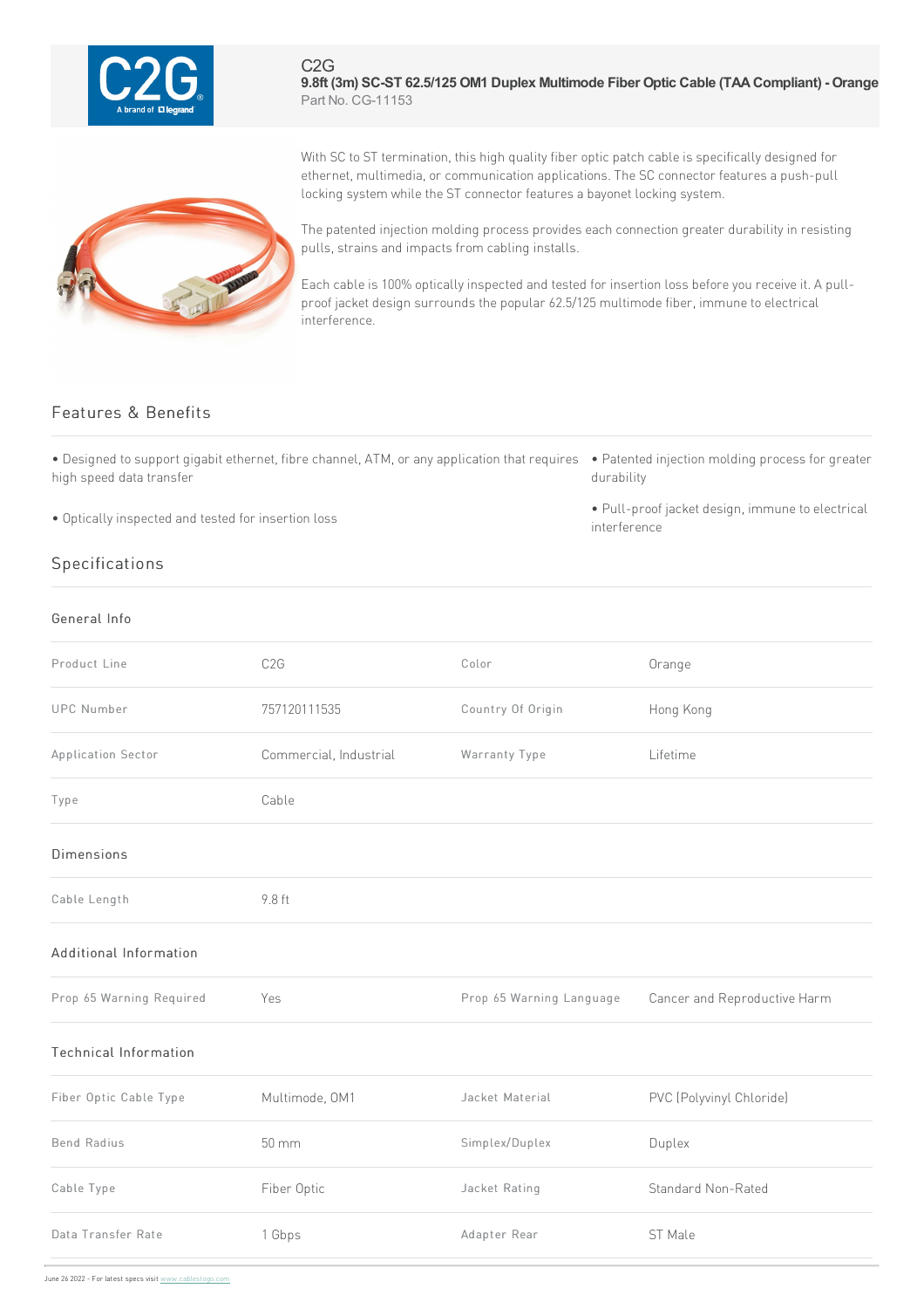C2G

# 9.8ft (3m) SC-ST 62.5/125 OM1 Duplex Multimode Fiber Optic Cable (TAA Compliant) - Orange

Part No. CG-11153

With SC to ST termination, this high quality fiber optic patch cable is specifically designed for ethernet, multimedia, or communication applications. The SC connector features a push-pull locking system while the ST connector features a bayonet locking system.

The patented injection molding process provides each connection greater durability in resisting pulls, strains and impacts from cabling installs.

Each cable is 100% optically inspected and tested for insertion loss before you receive it. A pull-proof jacket design surrounds the popular 62.5/125 multimode fiber, immune to electrical interference.

## Features & Benefits

- Designed to support gigabit ethernet, fibre channel, ATM, or any application that requires high speed data transfer
- Optically inspected and tested for insertion loss
- Patented injection molding process for greater durability
- Pull-proof jacket design, immune to electrical interference

## Specifications

### General Info

| | | | |
|---|---|---|---|
| Product Line | C2G | Color | Orange |
| UPC Number | 757120111535 | Country Of Origin | Hong Kong |
| Application Sector | Commercial, Industrial | Warranty Type | Lifetime |
| Type | Cable | | |

### Dimensions

| | |
|---|---|
| Cable Length | 9.8 ft |

### Additional Information

| | | | |
|---|---|---|---|
| Prop 65 Warning Required | Yes | Prop 65 Warning Language | Cancer and Reproductive Harm |

### Technical Information

| | | | |
|---|---|---|---|
| Fiber Optic Cable Type | Multimode, OM1 | Jacket Material | PVC (Polyvinyl Chloride) |
| Bend Radius | 50 mm | Simplex/Duplex | Duplex |
| Cable Type | Fiber Optic | Jacket Rating | Standard Non-Rated |
| Data Transfer Rate | 1 Gbps | Adapter Rear | ST Male |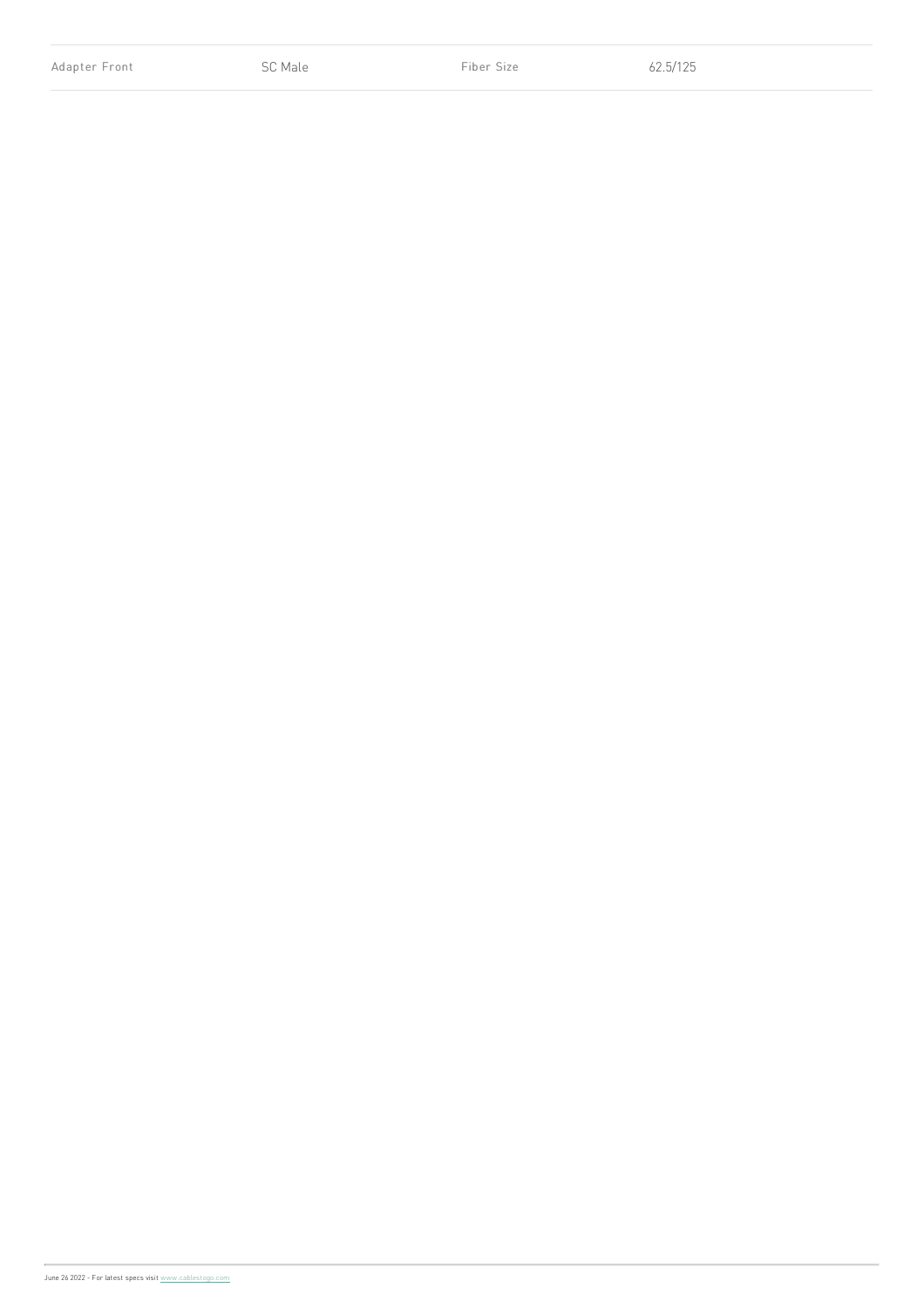| | | | |
|---|---|---|---|
| Adapter Front | SC Male | Fiber Size | 62.5/125 |